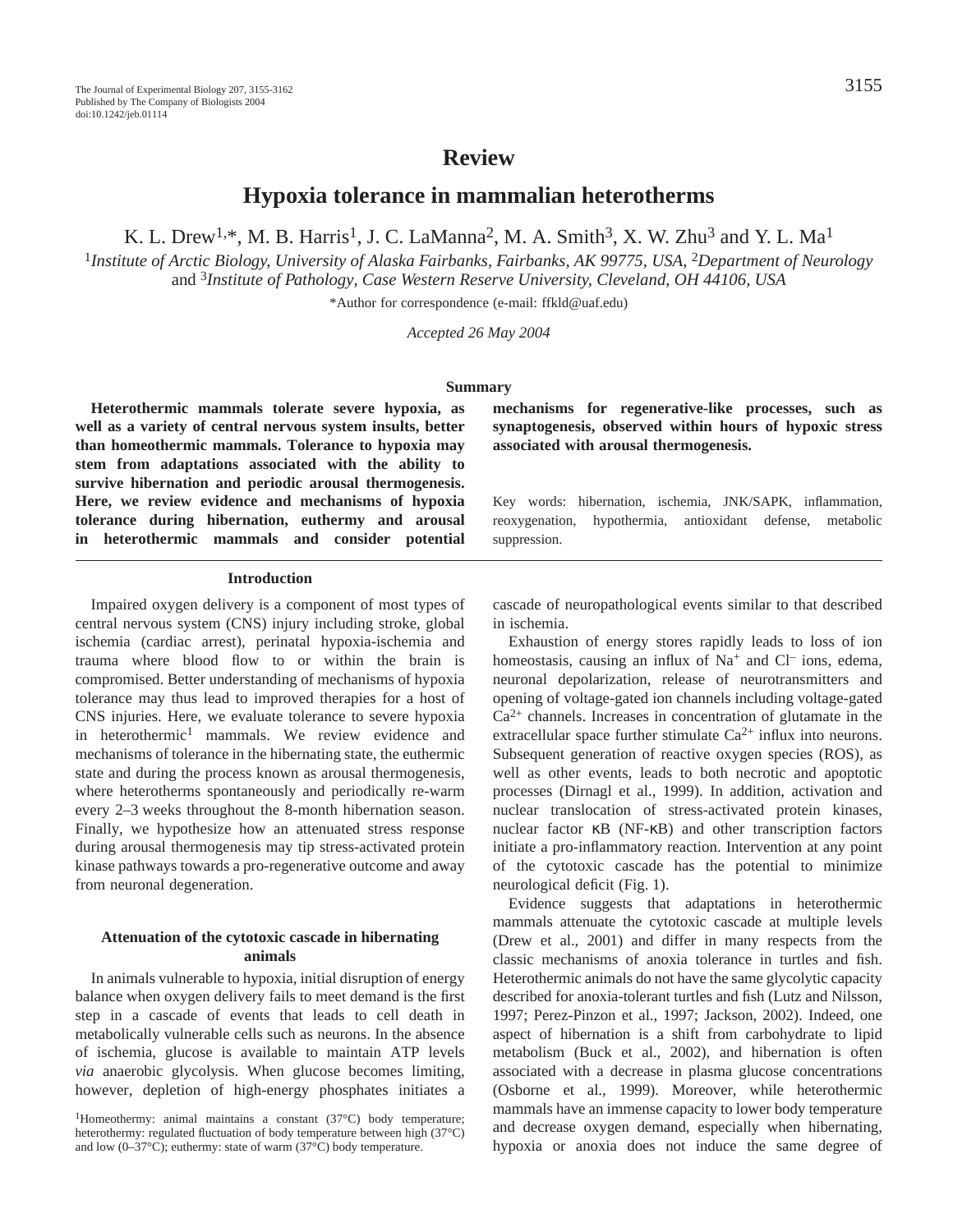Review

# Hypoxia tolerance in mammalian heterotherms

K. L. Drew[1,*], M. B. Harris[1], J. C. LaManna[2], M. A. Smith[3], X. W. Zhu[3] and Y. L. Ma[1]

[1]*Institute of Arctic Biology, University of Alaska Fairbanks, Fairbanks, AK 99775, USA,* [2]*Department of Neurology* and [3]*Institute of Pathology, Case Western Reserve University, Cleveland, OH 44106, USA*

*Author for correspondence (e-mail: ffkld@uaf.edu)

*Accepted 26 May 2004*

## Summary

**Heterothermic mammals tolerate severe hypoxia, as well as a variety of central nervous system insults, better than homeothermic mammals. Tolerance to hypoxia may stem from adaptations associated with the ability to survive hibernation and periodic arousal thermogenesis. Here, we review evidence and mechanisms of hypoxia tolerance during hibernation, euthermy and arousal in heterothermic mammals and consider potential mechanisms for regenerative-like processes, such as synaptogenesis, observed within hours of hypoxic stress associated with arousal thermogenesis.**

Key words: hibernation, ischemia, JNK/SAPK, inflammation, reoxygenation, hypothermia, antioxidant defense, metabolic suppression.

## Introduction

Impaired oxygen delivery is a component of most types of central nervous system (CNS) injury including stroke, global ischemia (cardiac arrest), perinatal hypoxia-ischemia and trauma where blood flow to or within the brain is compromised. Better understanding of mechanisms of hypoxia tolerance may thus lead to improved therapies for a host of CNS injuries. Here, we evaluate tolerance to severe hypoxia in heterothermic[1] mammals. We review evidence and mechanisms of tolerance in the hibernating state, the euthermic state and during the process known as arousal thermogenesis, where heterotherms spontaneously and periodically re-warm every 2–3 weeks throughout the 8-month hibernation season. Finally, we hypothesize how an attenuated stress response during arousal thermogenesis may tip stress-activated protein kinase pathways towards a pro-regenerative outcome and away from neuronal degeneration.

### Attenuation of the cytotoxic cascade in hibernating animals

In animals vulnerable to hypoxia, initial disruption of energy balance when oxygen delivery fails to meet demand is the first step in a cascade of events that leads to cell death in metabolically vulnerable cells such as neurons. In the absence of ischemia, glucose is available to maintain ATP levels *via* anaerobic glycolysis. When glucose becomes limiting, however, depletion of high-energy phosphates initiates a cascade of neuropathological events similar to that described in ischemia.

Exhaustion of energy stores rapidly leads to loss of ion homeostasis, causing an influx of $Na^+$ and $Cl^-$ ions, edema, neuronal depolarization, release of neurotransmitters and opening of voltage-gated ion channels including voltage-gated $Ca^{2+}$ channels. Increases in concentration of glutamate in the extracellular space further stimulate $Ca^{2+}$ influx into neurons. Subsequent generation of reactive oxygen species (ROS), as well as other events, leads to both necrotic and apoptotic processes (Dirnagl et al., 1999). In addition, activation and nuclear translocation of stress-activated protein kinases, nuclear factor κB (NF-κB) and other transcription factors initiate a pro-inflammatory reaction. Intervention at any point of the cytotoxic cascade has the potential to minimize neurological deficit (Fig. 1).

Evidence suggests that adaptations in heterothermic mammals attenuate the cytotoxic cascade at multiple levels (Drew et al., 2001) and differ in many respects from the classic mechanisms of anoxia tolerance in turtles and fish. Heterothermic animals do not have the same glycolytic capacity described for anoxia-tolerant turtles and fish (Lutz and Nilsson, 1997; Perez-Pinzon et al., 1997; Jackson, 2002). Indeed, one aspect of hibernation is a shift from carbohydrate to lipid metabolism (Buck et al., 2002), and hibernation is often associated with a decrease in plasma glucose concentrations (Osborne et al., 1999). Moreover, while heterothermic mammals have an immense capacity to lower body temperature and decrease oxygen demand, especially when hibernating, hypoxia or anoxia does not induce the same degree of

[1]Homeothermy: animal maintains a constant (37°C) body temperature; heterothermy: regulated fluctuation of body temperature between high (37°C) and low (0–37°C); euthermy: state of warm (37°C) body temperature.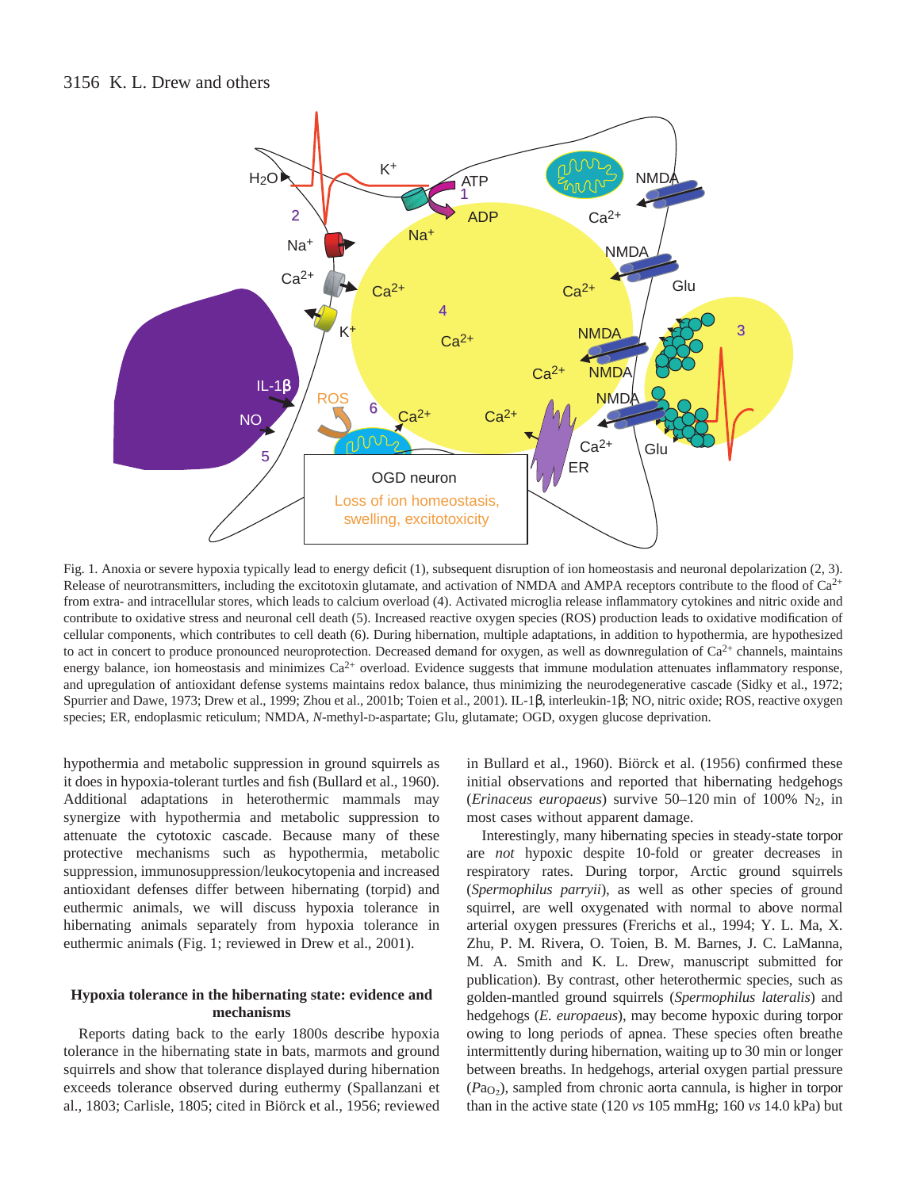Fig. 1. Anoxia or severe hypoxia typically lead to energy deficit (1), subsequent disruption of ion homeostasis and neuronal depolarization (2, 3). Release of neurotransmitters, including the excitotoxin glutamate, and activation of NMDA and AMPA receptors contribute to the flood of $Ca^{2+}$ from extra- and intracellular stores, which leads to calcium overload (4). Activated microglia release inflammatory cytokines and nitric oxide and contribute to oxidative stress and neuronal cell death (5). Increased reactive oxygen species (ROS) production leads to oxidative modification of cellular components, which contributes to cell death (6). During hibernation, multiple adaptations, in addition to hypothermia, are hypothesized to act in concert to produce pronounced neuroprotection. Decreased demand for oxygen, as well as downregulation of $Ca^{2+}$ channels, maintains energy balance, ion homeostasis and minimizes $Ca^{2+}$ overload. Evidence suggests that immune modulation attenuates inflammatory response, and upregulation of antioxidant defense systems maintains redox balance, thus minimizing the neurodegenerative cascade (Sidky et al., 1972; Spurrier and Dawe, 1973; Drew et al., 1999; Zhou et al., 2001b; Toien et al., 2001). IL-1β, interleukin-1β; NO, nitric oxide; ROS, reactive oxygen species; ER, endoplasmic reticulum; NMDA, *N*-methyl-D-aspartate; Glu, glutamate; OGD, oxygen glucose deprivation.

hypothermia and metabolic suppression in ground squirrels as it does in hypoxia-tolerant turtles and fish (Bullard et al., 1960). Additional adaptations in heterothermic mammals may synergize with hypothermia and metabolic suppression to attenuate the cytotoxic cascade. Because many of these protective mechanisms such as hypothermia, metabolic suppression, immunosuppression/leukocytopenia and increased antioxidant defenses differ between hibernating (torpid) and euthermic animals, we will discuss hypoxia tolerance in hibernating animals separately from hypoxia tolerance in euthermic animals (Fig. 1; reviewed in Drew et al., 2001).

## Hypoxia tolerance in the hibernating state: evidence and mechanisms

Reports dating back to the early 1800s describe hypoxia tolerance in the hibernating state in bats, marmots and ground squirrels and show that tolerance displayed during hibernation exceeds tolerance observed during euthermy (Spallanzani et al., 1803; Carlisle, 1805; cited in Biörck et al., 1956; reviewed in Bullard et al., 1960). Biörck et al. (1956) confirmed these initial observations and reported that hibernating hedgehogs (*Erinaceus europaeus*) survive 50–120 min of 100% $N_2$, in most cases without apparent damage.

Interestingly, many hibernating species in steady-state torpor are *not* hypoxic despite 10-fold or greater decreases in respiratory rates. During torpor, Arctic ground squirrels (*Spermophilus parryii*), as well as other species of ground squirrel, are well oxygenated with normal to above normal arterial oxygen pressures (Frerichs et al., 1994; Y. L. Ma, X. Zhu, P. M. Rivera, O. Toien, B. M. Barnes, J. C. LaManna, M. A. Smith and K. L. Drew, manuscript submitted for publication). By contrast, other heterothermic species, such as golden-mantled ground squirrels (*Spermophilus lateralis*) and hedgehogs (*E. europaeus*), may become hypoxic during torpor owing to long periods of apnea. These species often breathe intermittently during hibernation, waiting up to 30 min or longer between breaths. In hedgehogs, arterial oxygen partial pressure ($Pa_{O_2}$), sampled from chronic aorta cannula, is higher in torpor than in the active state (120 *vs* 105 mmHg; 160 *vs* 14.0 kPa) but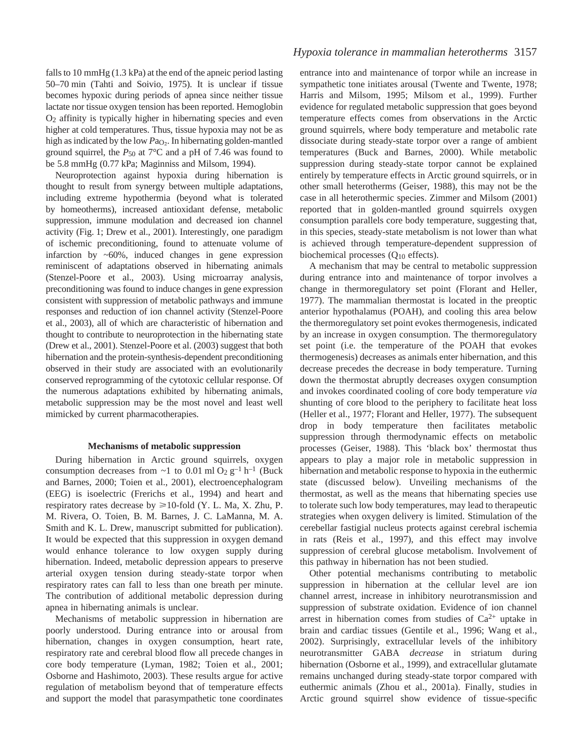falls to 10 mmHg (1.3 kPa) at the end of the apneic period lasting 50–70 min (Tahti and Soivio, 1975). It is unclear if tissue becomes hypoxic during periods of apnea since neither tissue lactate nor tissue oxygen tension has been reported. Hemoglobin $O_2$ affinity is typically higher in hibernating species and even higher at cold temperatures. Thus, tissue hypoxia may not be as high as indicated by the low $Pa_{O_2}$. In hibernating golden-mantled ground squirrel, the $P_{50}$ at 7°C and a pH of 7.46 was found to be 5.8 mmHg (0.77 kPa; Maginniss and Milsom, 1994).

Neuroprotection against hypoxia during hibernation is thought to result from synergy between multiple adaptations, including extreme hypothermia (beyond what is tolerated by homeotherms), increased antioxidant defense, metabolic suppression, immune modulation and decreased ion channel activity (Fig. 1; Drew et al., 2001). Interestingly, one paradigm of ischemic preconditioning, found to attenuate volume of infarction by ~60%, induced changes in gene expression reminiscent of adaptations observed in hibernating animals (Stenzel-Poore et al., 2003). Using microarray analysis, preconditioning was found to induce changes in gene expression consistent with suppression of metabolic pathways and immune responses and reduction of ion channel activity (Stenzel-Poore et al., 2003), all of which are characteristic of hibernation and thought to contribute to neuroprotection in the hibernating state (Drew et al., 2001). Stenzel-Poore et al. (2003) suggest that both hibernation and the protein-synthesis-dependent preconditioning observed in their study are associated with an evolutionarily conserved reprogramming of the cytotoxic cellular response. Of the numerous adaptations exhibited by hibernating animals, metabolic suppression may be the most novel and least well mimicked by current pharmacotherapies.

### Mechanisms of metabolic suppression

During hibernation in Arctic ground squirrels, oxygen consumption decreases from ~1 to 0.01 ml $O_2$ $g^{-1}$ $h^{-1}$ (Buck and Barnes, 2000; Toien et al., 2001), electroencephalogram (EEG) is isoelectric (Frerichs et al., 1994) and heart and respiratory rates decrease by ⩾10-fold (Y. L. Ma, X. Zhu, P. M. Rivera, O. Toien, B. M. Barnes, J. C. LaManna, M. A. Smith and K. L. Drew, manuscript submitted for publication). It would be expected that this suppression in oxygen demand would enhance tolerance to low oxygen supply during hibernation. Indeed, metabolic depression appears to preserve arterial oxygen tension during steady-state torpor when respiratory rates can fall to less than one breath per minute. The contribution of additional metabolic depression during apnea in hibernating animals is unclear.

Mechanisms of metabolic suppression in hibernation are poorly understood. During entrance into or arousal from hibernation, changes in oxygen consumption, heart rate, respiratory rate and cerebral blood flow all precede changes in core body temperature (Lyman, 1982; Toien et al., 2001; Osborne and Hashimoto, 2003). These results argue for active regulation of metabolism beyond that of temperature effects and support the model that parasympathetic tone coordinates entrance into and maintenance of torpor while an increase in sympathetic tone initiates arousal (Twente and Twente, 1978; Harris and Milsom, 1995; Milsom et al., 1999). Further evidence for regulated metabolic suppression that goes beyond temperature effects comes from observations in the Arctic ground squirrels, where body temperature and metabolic rate dissociate during steady-state torpor over a range of ambient temperatures (Buck and Barnes, 2000). While metabolic suppression during steady-state torpor cannot be explained entirely by temperature effects in Arctic ground squirrels, or in other small heterotherms (Geiser, 1988), this may not be the case in all heterothermic species. Zimmer and Milsom (2001) reported that in golden-mantled ground squirrels oxygen consumption parallels core body temperature, suggesting that, in this species, steady-state metabolism is not lower than what is achieved through temperature-dependent suppression of biochemical processes ($Q_{10}$ effects).

A mechanism that may be central to metabolic suppression during entrance into and maintenance of torpor involves a change in thermoregulatory set point (Florant and Heller, 1977). The mammalian thermostat is located in the preoptic anterior hypothalamus (POAH), and cooling this area below the thermoregulatory set point evokes thermogenesis, indicated by an increase in oxygen consumption. The thermoregulatory set point (i.e. the temperature of the POAH that evokes thermogenesis) decreases as animals enter hibernation, and this decrease precedes the decrease in body temperature. Turning down the thermostat abruptly decreases oxygen consumption and invokes coordinated cooling of core body temperature *via* shunting of core blood to the periphery to facilitate heat loss (Heller et al., 1977; Florant and Heller, 1977). The subsequent drop in body temperature then facilitates metabolic suppression through thermodynamic effects on metabolic processes (Geiser, 1988). This 'black box' thermostat thus appears to play a major role in metabolic suppression in hibernation and metabolic response to hypoxia in the euthermic state (discussed below). Unveiling mechanisms of the thermostat, as well as the means that hibernating species use to tolerate such low body temperatures, may lead to therapeutic strategies when oxygen delivery is limited. Stimulation of the cerebellar fastigial nucleus protects against cerebral ischemia in rats (Reis et al., 1997), and this effect may involve suppression of cerebral glucose metabolism. Involvement of this pathway in hibernation has not been studied.

Other potential mechanisms contributing to metabolic suppression in hibernation at the cellular level are ion channel arrest, increase in inhibitory neurotransmission and suppression of substrate oxidation. Evidence of ion channel arrest in hibernation comes from studies of $Ca^{2+}$ uptake in brain and cardiac tissues (Gentile et al., 1996; Wang et al., 2002). Surprisingly, extracellular levels of the inhibitory neurotransmitter GABA *decrease* in striatum during hibernation (Osborne et al., 1999), and extracellular glutamate remains unchanged during steady-state torpor compared with euthermic animals (Zhou et al., 2001a). Finally, studies in Arctic ground squirrel show evidence of tissue-specific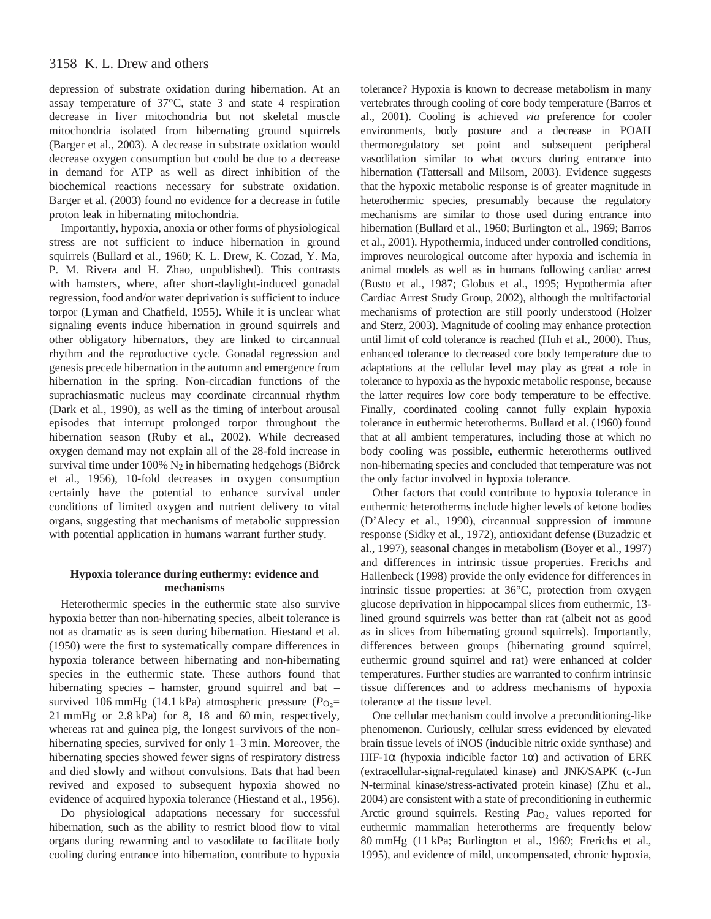depression of substrate oxidation during hibernation. At an assay temperature of 37°C, state 3 and state 4 respiration decrease in liver mitochondria but not skeletal muscle mitochondria isolated from hibernating ground squirrels (Barger et al., 2003). A decrease in substrate oxidation would decrease oxygen consumption but could be due to a decrease in demand for ATP as well as direct inhibition of the biochemical reactions necessary for substrate oxidation. Barger et al. (2003) found no evidence for a decrease in futile proton leak in hibernating mitochondria.

Importantly, hypoxia, anoxia or other forms of physiological stress are not sufficient to induce hibernation in ground squirrels (Bullard et al., 1960; K. L. Drew, K. Cozad, Y. Ma, P. M. Rivera and H. Zhao, unpublished). This contrasts with hamsters, where, after short-daylight-induced gonadal regression, food and/or water deprivation is sufficient to induce torpor (Lyman and Chatfield, 1955). While it is unclear what signaling events induce hibernation in ground squirrels and other obligatory hibernators, they are linked to circannual rhythm and the reproductive cycle. Gonadal regression and genesis precede hibernation in the autumn and emergence from hibernation in the spring. Non-circadian functions of the suprachiasmatic nucleus may coordinate circannual rhythm (Dark et al., 1990), as well as the timing of interbout arousal episodes that interrupt prolonged torpor throughout the hibernation season (Ruby et al., 2002). While decreased oxygen demand may not explain all of the 28-fold increase in survival time under 100% $N_2$ in hibernating hedgehogs (Biörck et al., 1956), 10-fold decreases in oxygen consumption certainly have the potential to enhance survival under conditions of limited oxygen and nutrient delivery to vital organs, suggesting that mechanisms of metabolic suppression with potential application in humans warrant further study.

### Hypoxia tolerance during euthermy: evidence and mechanisms

Heterothermic species in the euthermic state also survive hypoxia better than non-hibernating species, albeit tolerance is not as dramatic as is seen during hibernation. Hiestand et al. (1950) were the first to systematically compare differences in hypoxia tolerance between hibernating and non-hibernating species in the euthermic state. These authors found that hibernating species – hamster, ground squirrel and bat – survived 106 mmHg (14.1 kPa) atmospheric pressure ($P_{O_2}$= 21 mmHg or 2.8 kPa) for 8, 18 and 60 min, respectively, whereas rat and guinea pig, the longest survivors of the non-hibernating species, survived for only 1–3 min. Moreover, the hibernating species showed fewer signs of respiratory distress and died slowly and without convulsions. Bats that had been revived and exposed to subsequent hypoxia showed no evidence of acquired hypoxia tolerance (Hiestand et al., 1956).

Do physiological adaptations necessary for successful hibernation, such as the ability to restrict blood flow to vital organs during rewarming and to vasodilate to facilitate body cooling during entrance into hibernation, contribute to hypoxia tolerance? Hypoxia is known to decrease metabolism in many vertebrates through cooling of core body temperature (Barros et al., 2001). Cooling is achieved *via* preference for cooler environments, body posture and a decrease in POAH thermoregulatory set point and subsequent peripheral vasodilation similar to what occurs during entrance into hibernation (Tattersall and Milsom, 2003). Evidence suggests that the hypoxic metabolic response is of greater magnitude in heterothermic species, presumably because the regulatory mechanisms are similar to those used during entrance into hibernation (Bullard et al., 1960; Burlington et al., 1969; Barros et al., 2001). Hypothermia, induced under controlled conditions, improves neurological outcome after hypoxia and ischemia in animal models as well as in humans following cardiac arrest (Busto et al., 1987; Globus et al., 1995; Hypothermia after Cardiac Arrest Study Group, 2002), although the multifactorial mechanisms of protection are still poorly understood (Holzer and Sterz, 2003). Magnitude of cooling may enhance protection until limit of cold tolerance is reached (Huh et al., 2000). Thus, enhanced tolerance to decreased core body temperature due to adaptations at the cellular level may play as great a role in tolerance to hypoxia as the hypoxic metabolic response, because the latter requires low core body temperature to be effective. Finally, coordinated cooling cannot fully explain hypoxia tolerance in euthermic heterotherms. Bullard et al. (1960) found that at all ambient temperatures, including those at which no body cooling was possible, euthermic heterotherms outlived non-hibernating species and concluded that temperature was not the only factor involved in hypoxia tolerance.

Other factors that could contribute to hypoxia tolerance in euthermic heterotherms include higher levels of ketone bodies (D'Alecy et al., 1990), circannual suppression of immune response (Sidky et al., 1972), antioxidant defense (Buzadzic et al., 1997), seasonal changes in metabolism (Boyer et al., 1997) and differences in intrinsic tissue properties. Frerichs and Hallenbeck (1998) provide the only evidence for differences in intrinsic tissue properties: at 36°C, protection from oxygen glucose deprivation in hippocampal slices from euthermic, 13-lined ground squirrels was better than rat (albeit not as good as in slices from hibernating ground squirrels). Importantly, differences between groups (hibernating ground squirrel, euthermic ground squirrel and rat) were enhanced at colder temperatures. Further studies are warranted to confirm intrinsic tissue differences and to address mechanisms of hypoxia tolerance at the tissue level.

One cellular mechanism could involve a preconditioning-like phenomenon. Curiously, cellular stress evidenced by elevated brain tissue levels of iNOS (inducible nitric oxide synthase) and HIF-1α (hypoxia indicible factor 1α) and activation of ERK (extracellular-signal-regulated kinase) and JNK/SAPK (c-Jun N-terminal kinase/stress-activated protein kinase) (Zhu et al., 2004) are consistent with a state of preconditioning in euthermic Arctic ground squirrels. Resting $Pa_{O_2}$ values reported for euthermic mammalian heterotherms are frequently below 80 mmHg (11 kPa; Burlington et al., 1969; Frerichs et al., 1995), and evidence of mild, uncompensated, chronic hypoxia,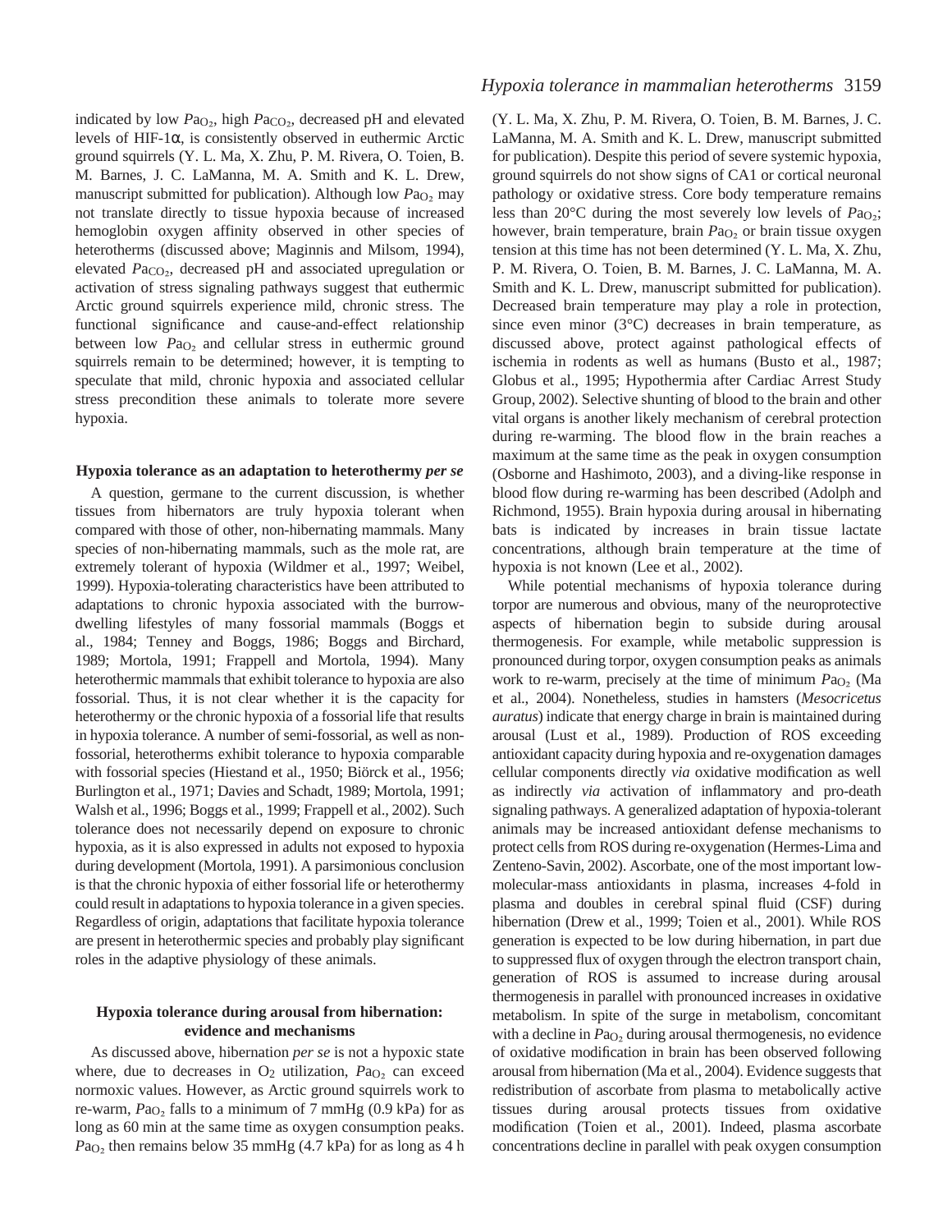indicated by low $Pa_{O_2}$, high $Pa_{CO_2}$, decreased pH and elevated levels of HIF-1α, is consistently observed in euthermic Arctic ground squirrels (Y. L. Ma, X. Zhu, P. M. Rivera, O. Toien, B. M. Barnes, J. C. LaManna, M. A. Smith and K. L. Drew, manuscript submitted for publication). Although low $Pa_{O_2}$ may not translate directly to tissue hypoxia because of increased hemoglobin oxygen affinity observed in other species of heterotherms (discussed above; Maginnis and Milsom, 1994), elevated $Pa_{CO_2}$, decreased pH and associated upregulation or activation of stress signaling pathways suggest that euthermic Arctic ground squirrels experience mild, chronic stress. The functional significance and cause-and-effect relationship between low $Pa_{O_2}$ and cellular stress in euthermic ground squirrels remain to be determined; however, it is tempting to speculate that mild, chronic hypoxia and associated cellular stress precondition these animals to tolerate more severe hypoxia.

### Hypoxia tolerance as an adaptation to heterothermy *per se*

A question, germane to the current discussion, is whether tissues from hibernators are truly hypoxia tolerant when compared with those of other, non-hibernating mammals. Many species of non-hibernating mammals, such as the mole rat, are extremely tolerant of hypoxia (Wildmer et al., 1997; Weibel, 1999). Hypoxia-tolerating characteristics have been attributed to adaptations to chronic hypoxia associated with the burrow-dwelling lifestyles of many fossorial mammals (Boggs et al., 1984; Tenney and Boggs, 1986; Boggs and Birchard, 1989; Mortola, 1991; Frappell and Mortola, 1994). Many heterothermic mammals that exhibit tolerance to hypoxia are also fossorial. Thus, it is not clear whether it is the capacity for heterothermy or the chronic hypoxia of a fossorial life that results in hypoxia tolerance. A number of semi-fossorial, as well as non-fossorial, heterotherms exhibit tolerance to hypoxia comparable with fossorial species (Hiestand et al., 1950; Biörck et al., 1956; Burlington et al., 1971; Davies and Schadt, 1989; Mortola, 1991; Walsh et al., 1996; Boggs et al., 1999; Frappell et al., 2002). Such tolerance does not necessarily depend on exposure to chronic hypoxia, as it is also expressed in adults not exposed to hypoxia during development (Mortola, 1991). A parsimonious conclusion is that the chronic hypoxia of either fossorial life or heterothermy could result in adaptations to hypoxia tolerance in a given species. Regardless of origin, adaptations that facilitate hypoxia tolerance are present in heterothermic species and probably play significant roles in the adaptive physiology of these animals.

### Hypoxia tolerance during arousal from hibernation: evidence and mechanisms

As discussed above, hibernation *per se* is not a hypoxic state where, due to decreases in $O_2$ utilization, $Pa_{O_2}$ can exceed normoxic values. However, as Arctic ground squirrels work to re-warm, $Pa_{O_2}$ falls to a minimum of 7 mmHg (0.9 kPa) for as long as 60 min at the same time as oxygen consumption peaks. $Pa_{O_2}$ then remains below 35 mmHg (4.7 kPa) for as long as 4 h (Y. L. Ma, X. Zhu, P. M. Rivera, O. Toien, B. M. Barnes, J. C. LaManna, M. A. Smith and K. L. Drew, manuscript submitted for publication). Despite this period of severe systemic hypoxia, ground squirrels do not show signs of CA1 or cortical neuronal pathology or oxidative stress. Core body temperature remains less than 20°C during the most severely low levels of $Pa_{O_2}$; however, brain temperature, brain $Pa_{O_2}$ or brain tissue oxygen tension at this time has not been determined (Y. L. Ma, X. Zhu, P. M. Rivera, O. Toien, B. M. Barnes, J. C. LaManna, M. A. Smith and K. L. Drew, manuscript submitted for publication). Decreased brain temperature may play a role in protection, since even minor (3°C) decreases in brain temperature, as discussed above, protect against pathological effects of ischemia in rodents as well as humans (Busto et al., 1987; Globus et al., 1995; Hypothermia after Cardiac Arrest Study Group, 2002). Selective shunting of blood to the brain and other vital organs is another likely mechanism of cerebral protection during re-warming. The blood flow in the brain reaches a maximum at the same time as the peak in oxygen consumption (Osborne and Hashimoto, 2003), and a diving-like response in blood flow during re-warming has been described (Adolph and Richmond, 1955). Brain hypoxia during arousal in hibernating bats is indicated by increases in brain tissue lactate concentrations, although brain temperature at the time of hypoxia is not known (Lee et al., 2002).

While potential mechanisms of hypoxia tolerance during torpor are numerous and obvious, many of the neuroprotective aspects of hibernation begin to subside during arousal thermogenesis. For example, while metabolic suppression is pronounced during torpor, oxygen consumption peaks as animals work to re-warm, precisely at the time of minimum $Pa_{O_2}$ (Ma et al., 2004). Nonetheless, studies in hamsters (*Mesocricetus auratus*) indicate that energy charge in brain is maintained during arousal (Lust et al., 1989). Production of ROS exceeding antioxidant capacity during hypoxia and re-oxygenation damages cellular components directly *via* oxidative modification as well as indirectly *via* activation of inflammatory and pro-death signaling pathways. A generalized adaptation of hypoxia-tolerant animals may be increased antioxidant defense mechanisms to protect cells from ROS during re-oxygenation (Hermes-Lima and Zenteno-Savin, 2002). Ascorbate, one of the most important low-molecular-mass antioxidants in plasma, increases 4-fold in plasma and doubles in cerebral spinal fluid (CSF) during hibernation (Drew et al., 1999; Toien et al., 2001). While ROS generation is expected to be low during hibernation, in part due to suppressed flux of oxygen through the electron transport chain, generation of ROS is assumed to increase during arousal thermogenesis in parallel with pronounced increases in oxidative metabolism. In spite of the surge in metabolism, concomitant with a decline in $Pa_{O_2}$ during arousal thermogenesis, no evidence of oxidative modification in brain has been observed following arousal from hibernation (Ma et al., 2004). Evidence suggests that redistribution of ascorbate from plasma to metabolically active tissues during arousal protects tissues from oxidative modification (Toien et al., 2001). Indeed, plasma ascorbate concentrations decline in parallel with peak oxygen consumption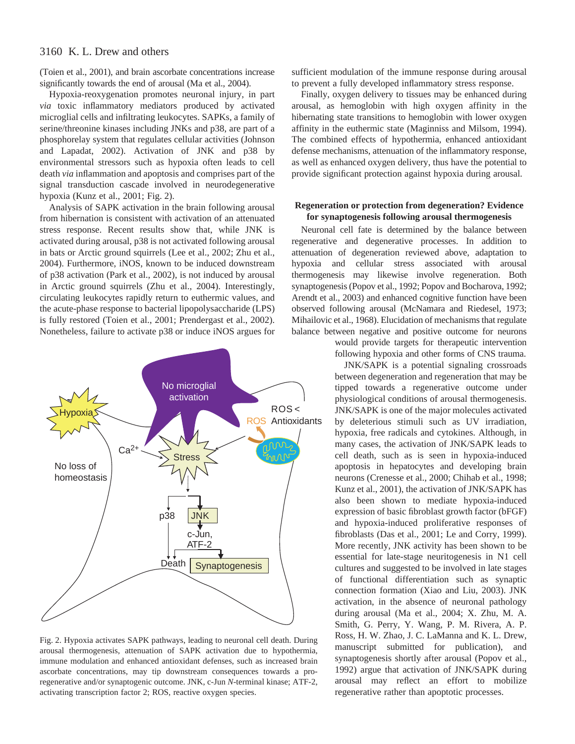(Toien et al., 2001), and brain ascorbate concentrations increase significantly towards the end of arousal (Ma et al., 2004).

Hypoxia-reoxygenation promotes neuronal injury, in part *via* toxic inflammatory mediators produced by activated microglial cells and infiltrating leukocytes. SAPKs, a family of serine/threonine kinases including JNKs and p38, are part of a phosphorelay system that regulates cellular activities (Johnson and Lapadat, 2002). Activation of JNK and p38 by environmental stressors such as hypoxia often leads to cell death *via* inflammation and apoptosis and comprises part of the signal transduction cascade involved in neurodegenerative hypoxia (Kunz et al., 2001; Fig. 2).

Analysis of SAPK activation in the brain following arousal from hibernation is consistent with activation of an attenuated stress response. Recent results show that, while JNK is activated during arousal, p38 is not activated following arousal in bats or Arctic ground squirrels (Lee et al., 2002; Zhu et al., 2004). Furthermore, iNOS, known to be induced downstream of p38 activation (Park et al., 2002), is not induced by arousal in Arctic ground squirrels (Zhu et al., 2004). Interestingly, circulating leukocytes rapidly return to euthermic values, and the acute-phase response to bacterial lipopolysaccharide (LPS) is fully restored (Toien et al., 2001; Prendergast et al., 2002). Nonetheless, failure to activate p38 or induce iNOS argues for sufficient modulation of the immune response during arousal to prevent a fully developed inflammatory stress response.

Finally, oxygen delivery to tissues may be enhanced during arousal, as hemoglobin with high oxygen affinity in the hibernating state transitions to hemoglobin with lower oxygen affinity in the euthermic state (Maginniss and Milsom, 1994). The combined effects of hypothermia, enhanced antioxidant defense mechanisms, attenuation of the inflammatory response, as well as enhanced oxygen delivery, thus have the potential to provide significant protection against hypoxia during arousal.

Fig. 2. Hypoxia activates SAPK pathways, leading to neuronal cell death. During arousal thermogenesis, attenuation of SAPK activation due to hypothermia, immune modulation and enhanced antioxidant defenses, such as increased brain ascorbate concentrations, may tip downstream consequences towards a pro-regenerative and/or synaptogenic outcome. JNK, c-Jun *N*-terminal kinase; ATF-2, activating transcription factor 2; ROS, reactive oxygen species.

## Regeneration or protection from degeneration? Evidence for synaptogenesis following arousal thermogenesis

Neuronal cell fate is determined by the balance between regenerative and degenerative processes. In addition to attenuation of degeneration reviewed above, adaptation to hypoxia and cellular stress associated with arousal thermogenesis may likewise involve regeneration. Both synaptogenesis (Popov et al., 1992; Popov and Bocharova, 1992; Arendt et al., 2003) and enhanced cognitive function have been observed following arousal (McNamara and Riedesel, 1973; Mihailovic et al., 1968). Elucidation of mechanisms that regulate balance between negative and positive outcome for neurons would provide targets for therapeutic intervention following hypoxia and other forms of CNS trauma.

JNK/SAPK is a potential signaling crossroads between degeneration and regeneration that may be tipped towards a regenerative outcome under physiological conditions of arousal thermogenesis. JNK/SAPK is one of the major molecules activated by deleterious stimuli such as UV irradiation, hypoxia, free radicals and cytokines. Although, in many cases, the activation of JNK/SAPK leads to cell death, such as is seen in hypoxia-induced apoptosis in hepatocytes and developing brain neurons (Crenesse et al., 2000; Chihab et al., 1998; Kunz et al., 2001), the activation of JNK/SAPK has also been shown to mediate hypoxia-induced expression of basic fibroblast growth factor (bFGF) and hypoxia-induced proliferative responses of fibroblasts (Das et al., 2001; Le and Corry, 1999). More recently, JNK activity has been shown to be essential for late-stage neuritogenesis in N1 cell cultures and suggested to be involved in late stages of functional differentiation such as synaptic connection formation (Xiao and Liu, 2003). JNK activation, in the absence of neuronal pathology during arousal (Ma et al., 2004; X. Zhu, M. A. Smith, G. Perry, Y. Wang, P. M. Rivera, A. P. Ross, H. W. Zhao, J. C. LaManna and K. L. Drew, manuscript submitted for publication), and synaptogenesis shortly after arousal (Popov et al., 1992) argue that activation of JNK/SAPK during arousal may reflect an effort to mobilize regenerative rather than apoptotic processes.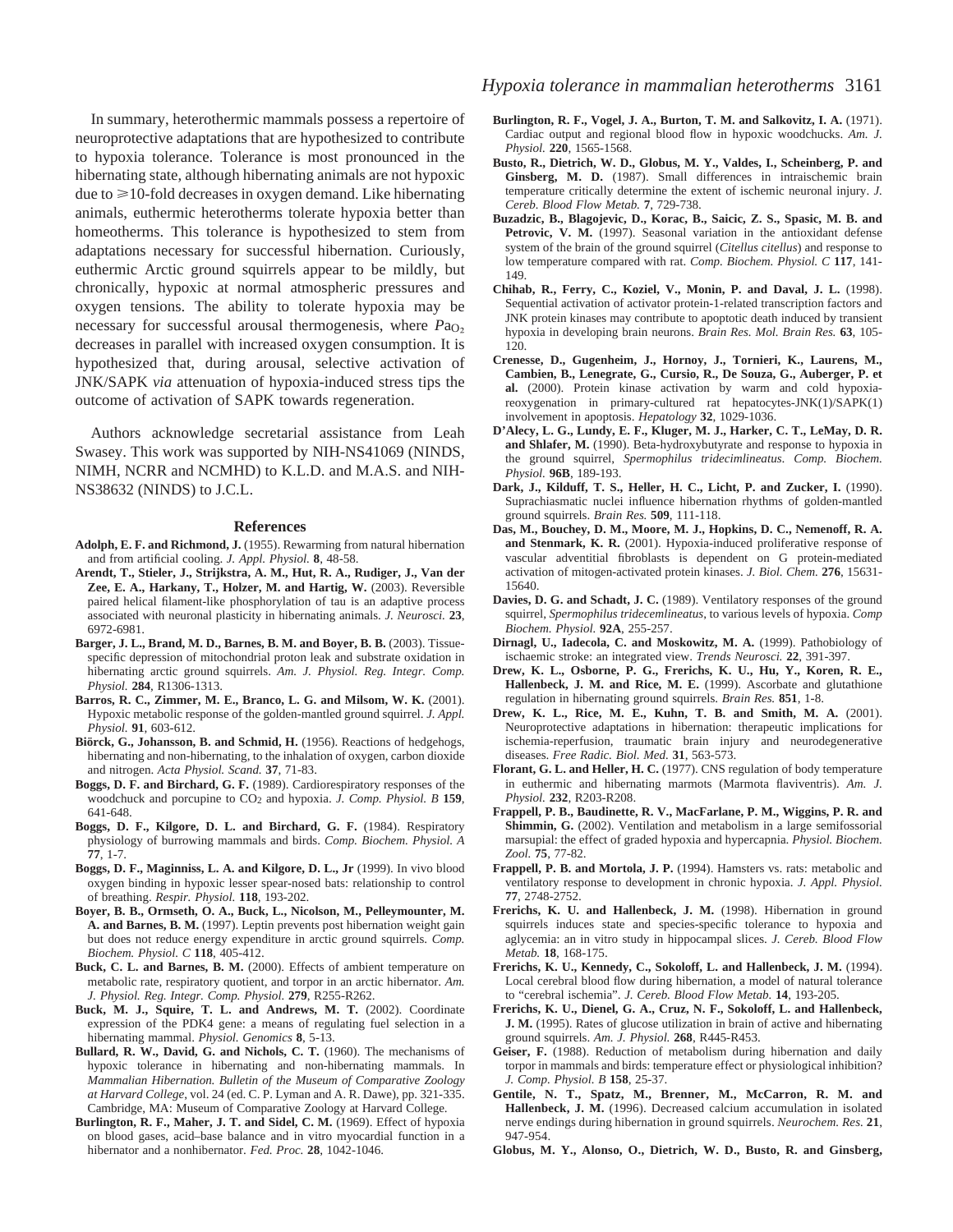In summary, heterothermic mammals possess a repertoire of neuroprotective adaptations that are hypothesized to contribute to hypoxia tolerance. Tolerance is most pronounced in the hibernating state, although hibernating animals are not hypoxic due to ⩾10-fold decreases in oxygen demand. Like hibernating animals, euthermic heterotherms tolerate hypoxia better than homeotherms. This tolerance is hypothesized to stem from adaptations necessary for successful hibernation. Curiously, euthermic Arctic ground squirrels appear to be mildly, but chronically, hypoxic at normal atmospheric pressures and oxygen tensions. The ability to tolerate hypoxia may be necessary for successful arousal thermogenesis, where $Pa_{O_2}$ decreases in parallel with increased oxygen consumption. It is hypothesized that, during arousal, selective activation of JNK/SAPK *via* attenuation of hypoxia-induced stress tips the outcome of activation of SAPK towards regeneration.

Authors acknowledge secretarial assistance from Leah Swasey. This work was supported by NIH-NS41069 (NINDS, NIMH, NCRR and NCMHD) to K.L.D. and M.A.S. and NIH-NS38632 (NINDS) to J.C.L.

## References

**Adolph, E. F. and Richmond, J.** (1955). Rewarming from natural hibernation and from artificial cooling. *J. Appl. Physiol.* **8**, 48-58.

**Arendt, T., Stieler, J., Strijkstra, A. M., Hut, R. A., Rudiger, J., Van der Zee, E. A., Harkany, T., Holzer, M. and Hartig, W.** (2003). Reversible paired helical filament-like phosphorylation of tau is an adaptive process associated with neuronal plasticity in hibernating animals. *J. Neurosci.* **23**, 6972-6981.

**Barger, J. L., Brand, M. D., Barnes, B. M. and Boyer, B. B.** (2003). Tissue-specific depression of mitochondrial proton leak and substrate oxidation in hibernating arctic ground squirrels. *Am. J. Physiol. Reg. Integr. Comp. Physiol.* **284**, R1306-1313.

**Barros, R. C., Zimmer, M. E., Branco, L. G. and Milsom, W. K.** (2001). Hypoxic metabolic response of the golden-mantled ground squirrel. *J. Appl. Physiol.* **91**, 603-612.

**Biörck, G., Johansson, B. and Schmid, H.** (1956). Reactions of hedgehogs, hibernating and non-hibernating, to the inhalation of oxygen, carbon dioxide and nitrogen. *Acta Physiol. Scand.* **37**, 71-83.

**Boggs, D. F. and Birchard, G. F.** (1989). Cardiorespiratory responses of the woodchuck and porcupine to $CO_2$ and hypoxia. *J. Comp. Physiol. B* **159**, 641-648.

**Boggs, D. F., Kilgore, D. L. and Birchard, G. F.** (1984). Respiratory physiology of burrowing mammals and birds. *Comp. Biochem. Physiol. A* **77**, 1-7.

**Boggs, D. F., Maginniss, L. A. and Kilgore, D. L., Jr** (1999). In vivo blood oxygen binding in hypoxic lesser spear-nosed bats: relationship to control of breathing. *Respir. Physiol.* **118**, 193-202.

**Boyer, B. B., Ormseth, O. A., Buck, L., Nicolson, M., Pelleymounter, M. A. and Barnes, B. M.** (1997). Leptin prevents post hibernation weight gain but does not reduce energy expenditure in arctic ground squirrels. *Comp. Biochem. Physiol. C* **118**, 405-412.

**Buck, C. L. and Barnes, B. M.** (2000). Effects of ambient temperature on metabolic rate, respiratory quotient, and torpor in an arctic hibernator. *Am. J. Physiol. Reg. Integr. Comp. Physiol.* **279**, R255-R262.

**Buck, M. J., Squire, T. L. and Andrews, M. T.** (2002). Coordinate expression of the PDK4 gene: a means of regulating fuel selection in a hibernating mammal. *Physiol. Genomics* **8**, 5-13.

**Bullard, R. W., David, G. and Nichols, C. T.** (1960). The mechanisms of hypoxic tolerance in hibernating and non-hibernating mammals. In *Mammalian Hibernation. Bulletin of the Museum of Comparative Zoology at Harvard College*, vol. 24 (ed. C. P. Lyman and A. R. Dawe), pp. 321-335. Cambridge, MA: Museum of Comparative Zoology at Harvard College.

**Burlington, R. F., Maher, J. T. and Sidel, C. M.** (1969). Effect of hypoxia on blood gases, acid–base balance and in vitro myocardial function in a hibernator and a nonhibernator. *Fed. Proc.* **28**, 1042-1046.

**Burlington, R. F., Vogel, J. A., Burton, T. M. and Salkovitz, I. A.** (1971). Cardiac output and regional blood flow in hypoxic woodchucks. *Am. J. Physiol.* **220**, 1565-1568.

**Busto, R., Dietrich, W. D., Globus, M. Y., Valdes, I., Scheinberg, P. and Ginsberg, M. D.** (1987). Small differences in intraischemic brain temperature critically determine the extent of ischemic neuronal injury. *J. Cereb. Blood Flow Metab.* **7**, 729-738.

**Buzadzic, B., Blagojevic, D., Korac, B., Saicic, Z. S., Spasic, M. B. and Petrovic, V. M.** (1997). Seasonal variation in the antioxidant defense system of the brain of the ground squirrel (*Citellus citellus*) and response to low temperature compared with rat. *Comp. Biochem. Physiol. C* **117**, 141-149.

**Chihab, R., Ferry, C., Koziel, V., Monin, P. and Daval, J. L.** (1998). Sequential activation of activator protein-1-related transcription factors and JNK protein kinases may contribute to apoptotic death induced by transient hypoxia in developing brain neurons. *Brain Res. Mol. Brain Res.* **63**, 105-120.

**Crenesse, D., Gugenheim, J., Hornoy, J., Tornieri, K., Laurens, M., Cambien, B., Lenegrate, G., Cursio, R., De Souza, G., Auberger, P. et al.** (2000). Protein kinase activation by warm and cold hypoxia-reoxygenation in primary-cultured rat hepatocytes-JNK(1)/SAPK(1) involvement in apoptosis. *Hepatology* **32**, 1029-1036.

**D'Alecy, L. G., Lundy, E. F., Kluger, M. J., Harker, C. T., LeMay, D. R. and Shlafer, M.** (1990). Beta-hydroxybutyrate and response to hypoxia in the ground squirrel, *Spermophilus tridecimlineatus*. *Comp. Biochem. Physiol.* **96B**, 189-193.

**Dark, J., Kilduff, T. S., Heller, H. C., Licht, P. and Zucker, I.** (1990). Suprachiasmatic nuclei influence hibernation rhythms of golden-mantled ground squirrels. *Brain Res.* **509**, 111-118.

**Das, M., Bouchey, D. M., Moore, M. J., Hopkins, D. C., Nemenoff, R. A. and Stenmark, K. R.** (2001). Hypoxia-induced proliferative response of vascular adventitial fibroblasts is dependent on G protein-mediated activation of mitogen-activated protein kinases. *J. Biol. Chem.* **276**, 15631-15640.

**Davies, D. G. and Schadt, J. C.** (1989). Ventilatory responses of the ground squirrel, *Spermophilus tridecemlineatus*, to various levels of hypoxia. *Comp Biochem. Physiol.* **92A**, 255-257.

**Dirnagl, U., Iadecola, C. and Moskowitz, M. A.** (1999). Pathobiology of ischaemic stroke: an integrated view. *Trends Neurosci.* **22**, 391-397.

**Drew, K. L., Osborne, P. G., Frerichs, K. U., Hu, Y., Koren, R. E., Hallenbeck, J. M. and Rice, M. E.** (1999). Ascorbate and glutathione regulation in hibernating ground squirrels. *Brain Res.* **851**, 1-8.

**Drew, K. L., Rice, M. E., Kuhn, T. B. and Smith, M. A.** (2001). Neuroprotective adaptations in hibernation: therapeutic implications for ischemia-reperfusion, traumatic brain injury and neurodegenerative diseases. *Free Radic. Biol. Med.* **31**, 563-573.

**Florant, G. L. and Heller, H. C.** (1977). CNS regulation of body temperature in euthermic and hibernating marmots (Marmota flaviventris). *Am. J. Physiol.* **232**, R203-R208.

**Frappell, P. B., Baudinette, R. V., MacFarlane, P. M., Wiggins, P. R. and Shimmin, G.** (2002). Ventilation and metabolism in a large semifossorial marsupial: the effect of graded hypoxia and hypercapnia. *Physiol. Biochem. Zool.* **75**, 77-82.

**Frappell, P. B. and Mortola, J. P.** (1994). Hamsters vs. rats: metabolic and ventilatory response to development in chronic hypoxia. *J. Appl. Physiol.* **77**, 2748-2752.

**Frerichs, K. U. and Hallenbeck, J. M.** (1998). Hibernation in ground squirrels induces state and species-specific tolerance to hypoxia and aglycemia: an in vitro study in hippocampal slices. *J. Cereb. Blood Flow Metab.* **18**, 168-175.

**Frerichs, K. U., Kennedy, C., Sokoloff, L. and Hallenbeck, J. M.** (1994). Local cerebral blood flow during hibernation, a model of natural tolerance to "cerebral ischemia". *J. Cereb. Blood Flow Metab.* **14**, 193-205.

**Frerichs, K. U., Dienel, G. A., Cruz, N. F., Sokoloff, L. and Hallenbeck, J. M.** (1995). Rates of glucose utilization in brain of active and hibernating ground squirrels. *Am. J. Physiol.* **268**, R445-R453.

**Geiser, F.** (1988). Reduction of metabolism during hibernation and daily torpor in mammals and birds: temperature effect or physiological inhibition? *J. Comp. Physiol. B* **158**, 25-37.

**Gentile, N. T., Spatz, M., Brenner, M., McCarron, R. M. and Hallenbeck, J. M.** (1996). Decreased calcium accumulation in isolated nerve endings during hibernation in ground squirrels. *Neurochem. Res.* **21**, 947-954.

**Globus, M. Y., Alonso, O., Dietrich, W. D., Busto, R. and Ginsberg,**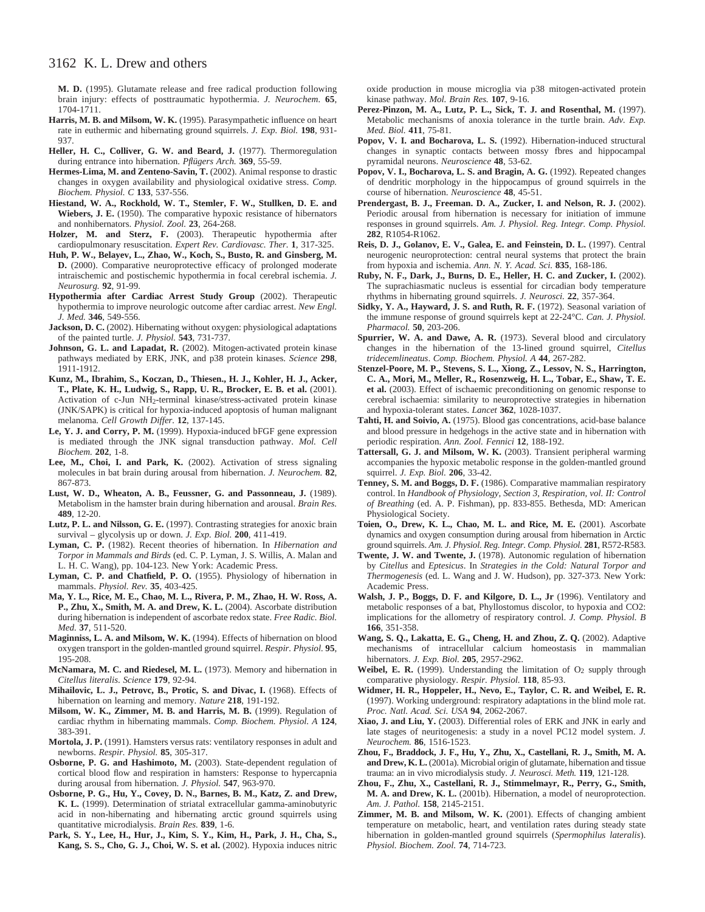M. D. (1995). Glutamate release and free radical production following brain injury: effects of posttraumatic hypothermia. *J. Neurochem.* **65**, 1704-1711.

**Harris, M. B. and Milsom, W. K.** (1995). Parasympathetic influence on heart rate in euthermic and hibernating ground squirrels. *J. Exp. Biol.* **198**, 931-937.

**Heller, H. C., Colliver, G. W. and Beard, J.** (1977). Thermoregulation during entrance into hibernation. *Pflügers Arch.* **369**, 55-59.

**Hermes-Lima, M. and Zenteno-Savin, T.** (2002). Animal response to drastic changes in oxygen availability and physiological oxidative stress. *Comp. Biochem. Physiol. C* **133**, 537-556.

**Hiestand, W. A., Rockhold, W. T., Stemler, F. W., Stullken, D. E. and Wiebers, J. E.** (1950). The comparative hypoxic resistance of hibernators and nonhibernators. *Physiol. Zool.* **23**, 264-268.

**Holzer, M. and Sterz, F.** (2003). Therapeutic hypothermia after cardiopulmonary resuscitation. *Expert Rev. Cardiovasc. Ther.* **1**, 317-325.

**Huh, P. W., Belayev, L., Zhao, W., Koch, S., Busto, R. and Ginsberg, M. D.** (2000). Comparative neuroprotective efficacy of prolonged moderate intraischemic and postischemic hypothermia in focal cerebral ischemia. *J. Neurosurg.* **92**, 91-99.

**Hypothermia after Cardiac Arrest Study Group** (2002). Therapeutic hypothermia to improve neurologic outcome after cardiac arrest. *New Engl. J. Med.* **346**, 549-556.

**Jackson, D. C.** (2002). Hibernating without oxygen: physiological adaptations of the painted turtle. *J. Physiol.* **543**, 731-737.

**Johnson, G. L. and Lapadat, R.** (2002). Mitogen-activated protein kinase pathways mediated by ERK, JNK, and p38 protein kinases. *Science* **298**, 1911-1912.

**Kunz, M., Ibrahim, S., Koczan, D., Thiesen., H. J., Kohler, H. J., Acker, T., Plate, K. H., Ludwig, S., Rapp, U. R., Brocker, E. B. et al.** (2001). Activation of c-Jun $NH_2$-terminal kinase/stress-activated protein kinase (JNK/SAPK) is critical for hypoxia-induced apoptosis of human malignant melanoma. *Cell Growth Differ.* **12**, 137-145.

**Le, Y. J. and Corry, P. M.** (1999). Hypoxia-induced bFGF gene expression is mediated through the JNK signal transduction pathway. *Mol. Cell Biochem.* **202**, 1-8.

**Lee, M., Choi, I. and Park, K.** (2002). Activation of stress signaling molecules in bat brain during arousal from hibernation. *J. Neurochem.* **82**, 867-873.

**Lust, W. D., Wheaton, A. B., Feussner, G. and Passonneau, J.** (1989). Metabolism in the hamster brain during hibernation and arousal. *Brain Res.* **489**, 12-20.

**Lutz, P. L. and Nilsson, G. E.** (1997). Contrasting strategies for anoxic brain survival – glycolysis up or down. *J. Exp. Biol.* **200**, 411-419.

**Lyman, C. P.** (1982). Recent theories of hibernation. In *Hibernation and Torpor in Mammals and Birds* (ed. C. P. Lyman, J. S. Willis, A. Malan and L. H. C. Wang), pp. 104-123. New York: Academic Press.

**Lyman, C. P. and Chatfield, P. O.** (1955). Physiology of hibernation in mammals. *Physiol. Rev.* **35**, 403-425.

**Ma, Y. L., Rice, M. E., Chao, M. L., Rivera, P. M., Zhao, H. W. Ross, A. P., Zhu, X., Smith, M. A. and Drew, K. L.** (2004). Ascorbate distribution during hibernation is independent of ascorbate redox state. *Free Radic. Biol. Med.* **37**, 511-520.

**Maginniss, L. A. and Milsom, W. K.** (1994). Effects of hibernation on blood oxygen transport in the golden-mantled ground squirrel. *Respir. Physiol.* **95**, 195-208.

**McNamara, M. C. and Riedesel, M. L.** (1973). Memory and hibernation in *Citellus literalis*. *Science* **179**, 92-94.

**Mihailovic, L. J., Petrovc, B., Protic, S. and Divac, I.** (1968). Effects of hibernation on learning and memory. *Nature* **218**, 191-192.

**Milsom, W. K., Zimmer, M. B. and Harris, M. B.** (1999). Regulation of cardiac rhythm in hibernating mammals. *Comp. Biochem. Physiol. A* **124**, 383-391.

**Mortola, J. P.** (1991). Hamsters versus rats: ventilatory responses in adult and newborns. *Respir. Physiol.* **85**, 305-317.

**Osborne, P. G. and Hashimoto, M.** (2003). State-dependent regulation of cortical blood flow and respiration in hamsters: Response to hypercapnia during arousal from hibernation. *J. Physiol.* **547**, 963-970.

**Osborne, P. G., Hu, Y., Covey, D. N., Barnes, B. M., Katz, Z. and Drew, K. L.** (1999). Determination of striatal extracellular gamma-aminobutyric acid in non-hibernating and hibernating arctic ground squirrels using quantitative microdialysis. *Brain Res.* **839**, 1-6.

**Park, S. Y., Lee, H., Hur, J., Kim, S. Y., Kim, H., Park, J. H., Cha, S., Kang, S. S., Cho, G. J., Choi, W. S. et al.** (2002). Hypoxia induces nitric oxide production in mouse microglia via p38 mitogen-activated protein kinase pathway. *Mol. Brain Res.* **107**, 9-16.

**Perez-Pinzon, M. A., Lutz, P. L., Sick, T. J. and Rosenthal, M.** (1997). Metabolic mechanisms of anoxia tolerance in the turtle brain. *Adv. Exp. Med. Biol.* **411**, 75-81.

**Popov, V. I. and Bocharova, L. S.** (1992). Hibernation-induced structural changes in synaptic contacts between mossy fibres and hippocampal pyramidal neurons. *Neuroscience* **48**, 53-62.

**Popov, V. I., Bocharova, L. S. and Bragin, A. G.** (1992). Repeated changes of dendritic morphology in the hippocampus of ground squirrels in the course of hibernation. *Neuroscience* **48**, 45-51.

**Prendergast, B. J., Freeman. D. A., Zucker, I. and Nelson, R. J.** (2002). Periodic arousal from hibernation is necessary for initiation of immune responses in ground squirrels. *Am. J. Physiol. Reg. Integr. Comp. Physiol.* **282**, R1054-R1062.

**Reis, D. J., Golanov, E. V., Galea, E. and Feinstein, D. L.** (1997). Central neurogenic neuroprotection: central neural systems that protect the brain from hypoxia and ischemia. *Ann. N. Y. Acad. Sci.* **835**, 168-186.

**Ruby, N. F., Dark, J., Burns, D. E., Heller, H. C. and Zucker, I.** (2002). The suprachiasmatic nucleus is essential for circadian body temperature rhythms in hibernating ground squirrels. *J. Neurosci.* **22**, 357-364.

**Sidky, Y. A., Hayward, J. S. and Ruth, R. F.** (1972). Seasonal variation of the immune response of ground squirrels kept at 22-24°C. *Can. J. Physiol. Pharmacol.* **50**, 203-206.

**Spurrier, W. A. and Dawe, A. R.** (1973). Several blood and circulatory changes in the hibernation of the 13-lined ground squirrel, *Citellus tridecemlineatus*. *Comp. Biochem. Physiol. A* **44**, 267-282.

**Stenzel-Poore, M. P., Stevens, S. L., Xiong, Z., Lessov, N. S., Harrington, C. A., Mori, M., Meller, R., Rosenzweig, H. L., Tobar, E., Shaw, T. E. et al.** (2003). Effect of ischaemic preconditioning on genomic response to cerebral ischaemia: similarity to neuroprotective strategies in hibernation and hypoxia-tolerant states. *Lancet* **362**, 1028-1037.

**Tahti, H. and Soivio, A.** (1975). Blood gas concentrations, acid-base balance and blood pressure in hedgehogs in the active state and in hibernation with periodic respiration. *Ann. Zool. Fennici* **12**, 188-192.

**Tattersall, G. J. and Milsom, W. K.** (2003). Transient peripheral warming accompanies the hypoxic metabolic response in the golden-mantled ground squirrel. *J. Exp. Biol.* **206**, 33-42.

**Tenney, S. M. and Boggs, D. F.** (1986). Comparative mammalian respiratory control. In *Handbook of Physiology, Section 3, Respiration, vol. II: Control of Breathing* (ed. A. P. Fishman), pp. 833-855. Bethesda, MD: American Physiological Society.

**Toien, O., Drew, K. L., Chao, M. L. and Rice, M. E.** (2001). Ascorbate dynamics and oxygen consumption during arousal from hibernation in Arctic ground squirrels. *Am. J. Physiol. Reg. Integr. Comp. Physiol.* **281**, R572-R583.

**Twente, J. W. and Twente, J.** (1978). Autonomic regulation of hibernation by *Citellus* and *Eptesicus*. In *Strategies in the Cold: Natural Torpor and Thermogenesis* (ed. L. Wang and J. W. Hudson), pp. 327-373. New York: Academic Press.

**Walsh, J. P., Boggs, D. F. and Kilgore, D. L., Jr** (1996). Ventilatory and metabolic responses of a bat, Phyllostomus discolor, to hypoxia and CO2: implications for the allometry of respiratory control. *J. Comp. Physiol. B* **166**, 351-358.

**Wang, S. Q., Lakatta, E. G., Cheng, H. and Zhou, Z. Q.** (2002). Adaptive mechanisms of intracellular calcium homeostasis in mammalian hibernators. *J. Exp. Biol.* **205**, 2957-2962.

**Weibel, E. R.** (1999). Understanding the limitation of $O_2$ supply through comparative physiology. *Respir. Physiol.* **118**, 85-93.

**Widmer, H. R., Hoppeler, H., Nevo, E., Taylor, C. R. and Weibel, E. R.** (1997). Working underground: respiratory adaptations in the blind mole rat. *Proc. Natl. Acad. Sci. USA* **94**, 2062-2067.

**Xiao, J. and Liu, Y.** (2003). Differential roles of ERK and JNK in early and late stages of neuritogenesis: a study in a novel PC12 model system. *J. Neurochem.* **86**, 1516-1523.

**Zhou, F., Braddock, J. F., Hu, Y., Zhu, X., Castellani, R. J., Smith, M. A. and Drew, K. L.** (2001a). Microbial origin of glutamate, hibernation and tissue trauma: an in vivo microdialysis study. *J. Neurosci. Meth.* **119**, 121-128.

**Zhou, F., Zhu, X., Castellani, R. J., Stimmelmayr, R., Perry, G., Smith, M. A. and Drew, K. L.** (2001b). Hibernation, a model of neuroprotection. *Am. J. Pathol.* **158**, 2145-2151.

**Zimmer, M. B. and Milsom, W. K.** (2001). Effects of changing ambient temperature on metabolic, heart, and ventilation rates during steady state hibernation in golden-mantled ground squirrels (*Spermophilus lateralis*). *Physiol. Biochem. Zool.* **74**, 714-723.